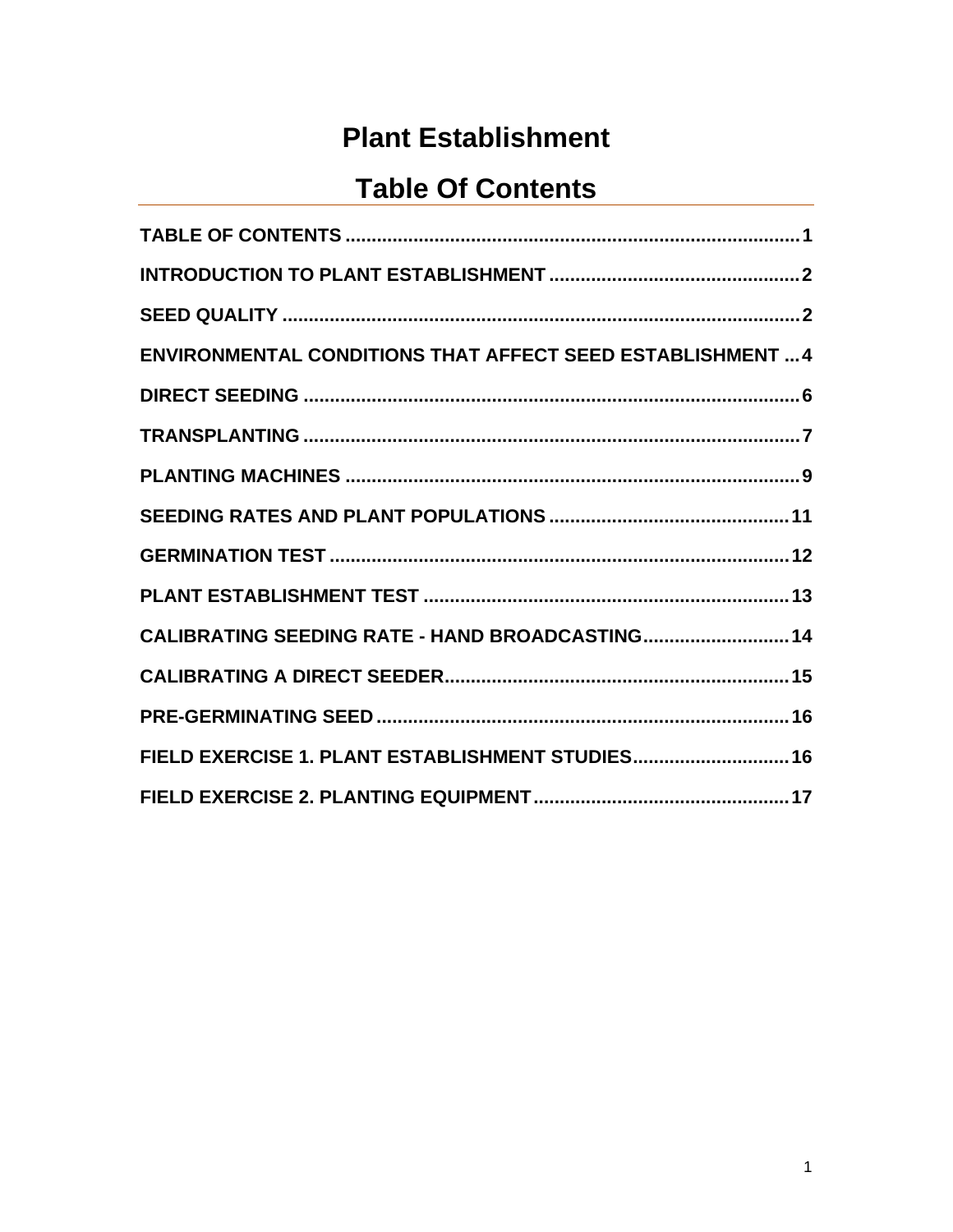# Plant Establishment

## Table Of Contents

TABLE OF CONTENTS .......................................................................................... 1

INTRODUCTION TO PLANT ESTABLISHMENT ................................................ 2

SEED QUALITY .................................................................................................... 2

ENVIRONMENTAL CONDITIONS THAT AFFECT SEED ESTABLISHMENT ... 4

DIRECT SEEDING ............................................................................................... 6

TRANSPLANTING ............................................................................................... 7

PLANTING MACHINES ....................................................................................... 9

SEEDING RATES AND PLANT POPULATIONS .............................................. 11

GERMINATION TEST ........................................................................................ 12

PLANT ESTABLISHMENT TEST ...................................................................... 13

CALIBRATING SEEDING RATE - HAND BROADCASTING ............................ 14

CALIBRATING A DIRECT SEEDER .................................................................. 15

PRE-GERMINATING SEED ............................................................................... 16

FIELD EXERCISE 1. PLANT ESTABLISHMENT STUDIES .............................. 16

FIELD EXERCISE 2. PLANTING EQUIPMENT ................................................. 17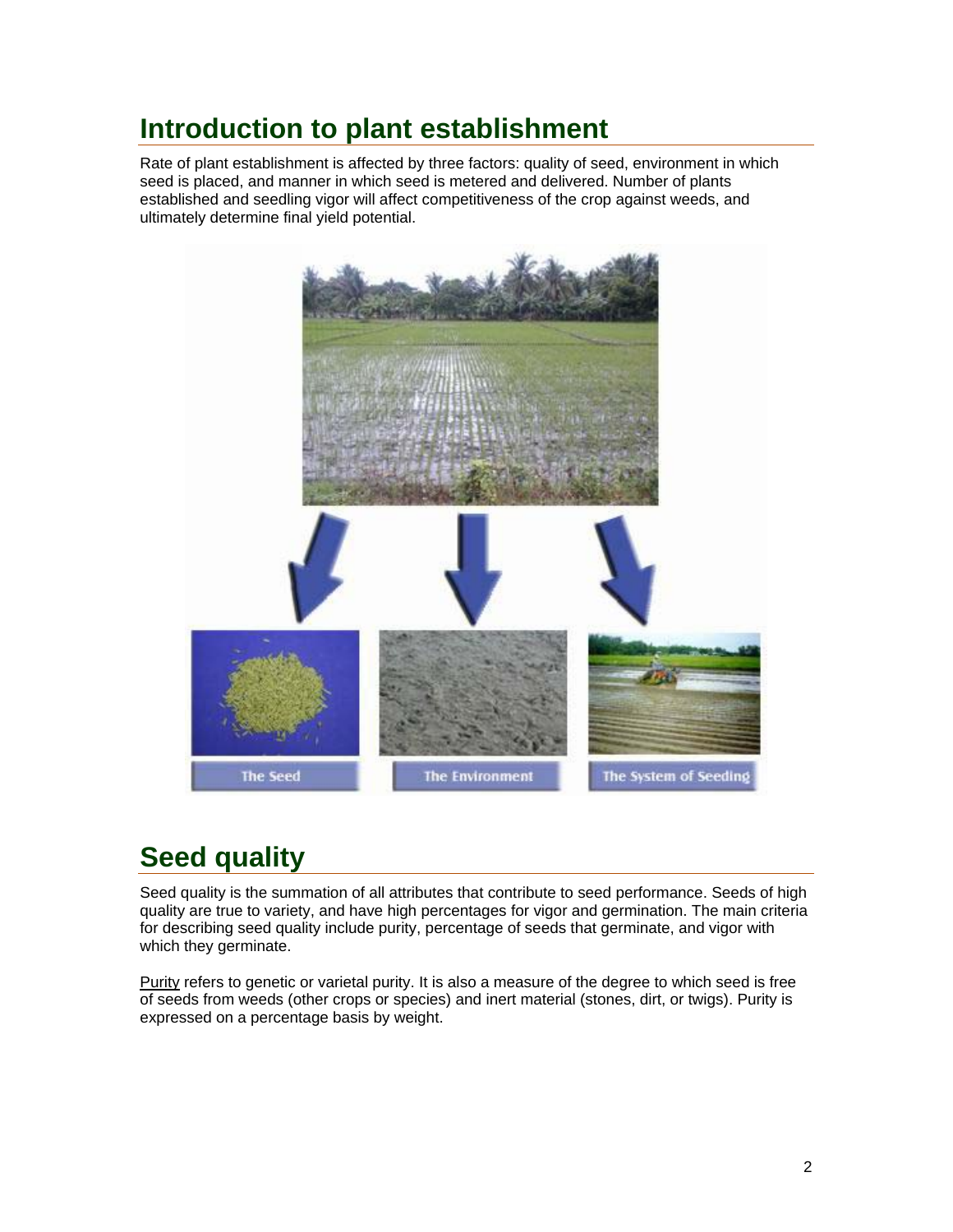# Introduction to plant establishment

Rate of plant establishment is affected by three factors: quality of seed, environment in which seed is placed, and manner in which seed is metered and delivered. Number of plants established and seedling vigor will affect competitiveness of the crop against weeds, and ultimately determine final yield potential.

# Seed quality

Seed quality is the summation of all attributes that contribute to seed performance. Seeds of high quality are true to variety, and have high percentages for vigor and germination. The main criteria for describing seed quality include purity, percentage of seeds that germinate, and vigor with which they germinate.

Purity refers to genetic or varietal purity. It is also a measure of the degree to which seed is free of seeds from weeds (other crops or species) and inert material (stones, dirt, or twigs). Purity is expressed on a percentage basis by weight.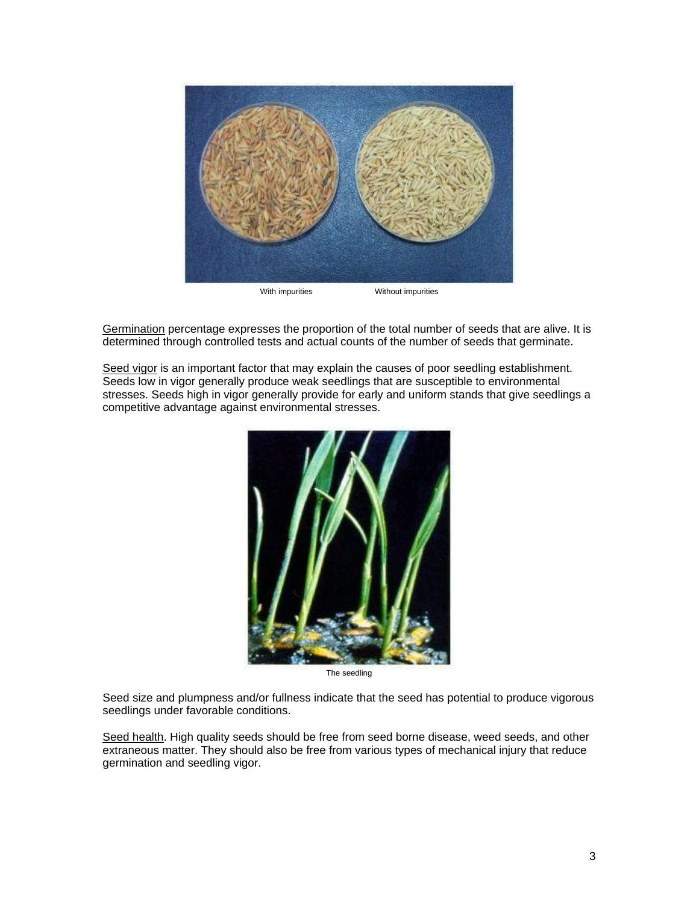With impurities Without impurities

Germination percentage expresses the proportion of the total number of seeds that are alive. It is determined through controlled tests and actual counts of the number of seeds that germinate.

Seed vigor is an important factor that may explain the causes of poor seedling establishment. Seeds low in vigor generally produce weak seedlings that are susceptible to environmental stresses. Seeds high in vigor generally provide for early and uniform stands that give seedlings a competitive advantage against environmental stresses.

The seedling

Seed size and plumpness and/or fullness indicate that the seed has potential to produce vigorous seedlings under favorable conditions.

Seed health. High quality seeds should be free from seed borne disease, weed seeds, and other extraneous matter. They should also be free from various types of mechanical injury that reduce germination and seedling vigor.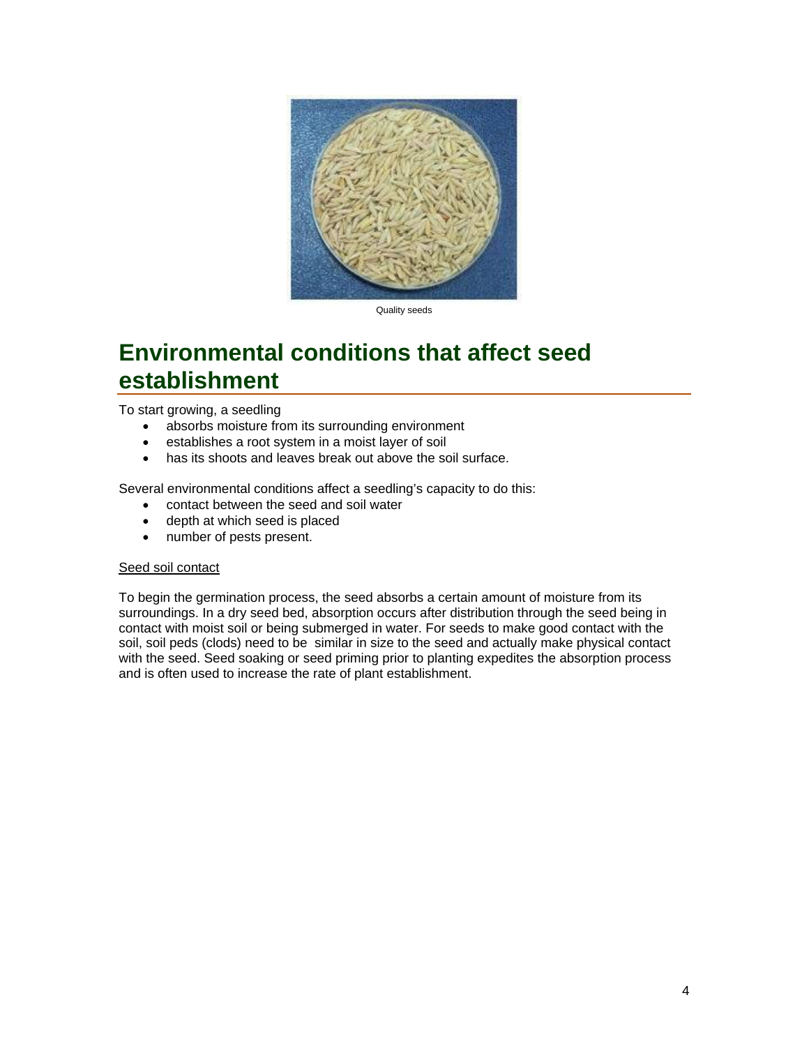Quality seeds

## Environmental conditions that affect seed establishment

To start growing, a seedling

- absorbs moisture from its surrounding environment
- establishes a root system in a moist layer of soil
- has its shoots and leaves break out above the soil surface.

Several environmental conditions affect a seedling's capacity to do this:

- contact between the seed and soil water
- depth at which seed is placed
- number of pests present.

<u>Seed soil contact</u>

To begin the germination process, the seed absorbs a certain amount of moisture from its surroundings. In a dry seed bed, absorption occurs after distribution through the seed being in contact with moist soil or being submerged in water. For seeds to make good contact with the soil, soil peds (clods) need to be similar in size to the seed and actually make physical contact with the seed. Seed soaking or seed priming prior to planting expedites the absorption process and is often used to increase the rate of plant establishment.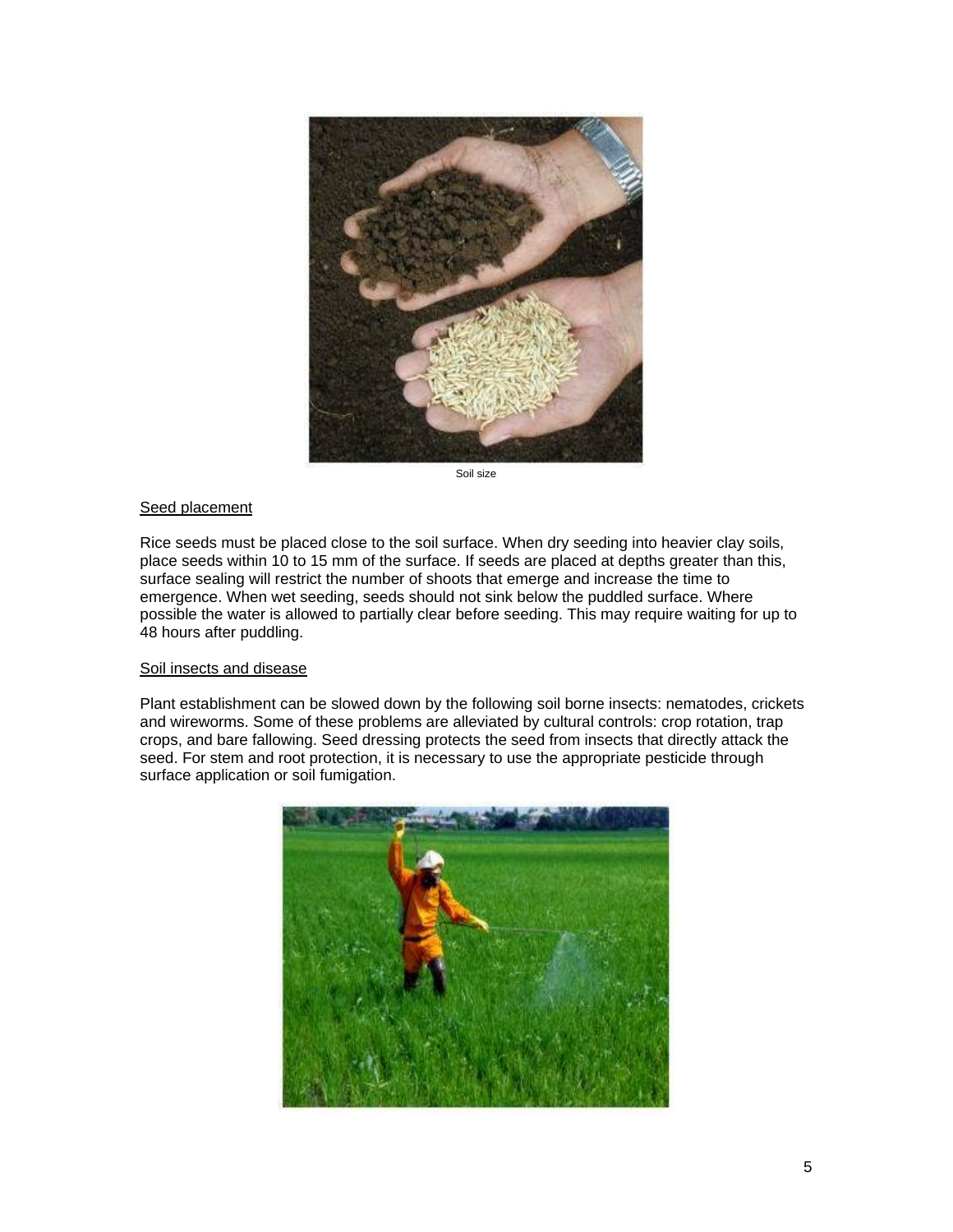Soil size

<u>Seed placement</u>

Rice seeds must be placed close to the soil surface. When dry seeding into heavier clay soils, place seeds within 10 to 15 mm of the surface. If seeds are placed at depths greater than this, surface sealing will restrict the number of shoots that emerge and increase the time to emergence. When wet seeding, seeds should not sink below the puddled surface. Where possible the water is allowed to partially clear before seeding. This may require waiting for up to 48 hours after puddling.

<u>Soil insects and disease</u>

Plant establishment can be slowed down by the following soil borne insects: nematodes, crickets and wireworms. Some of these problems are alleviated by cultural controls: crop rotation, trap crops, and bare fallowing. Seed dressing protects the seed from insects that directly attack the seed. For stem and root protection, it is necessary to use the appropriate pesticide through surface application or soil fumigation.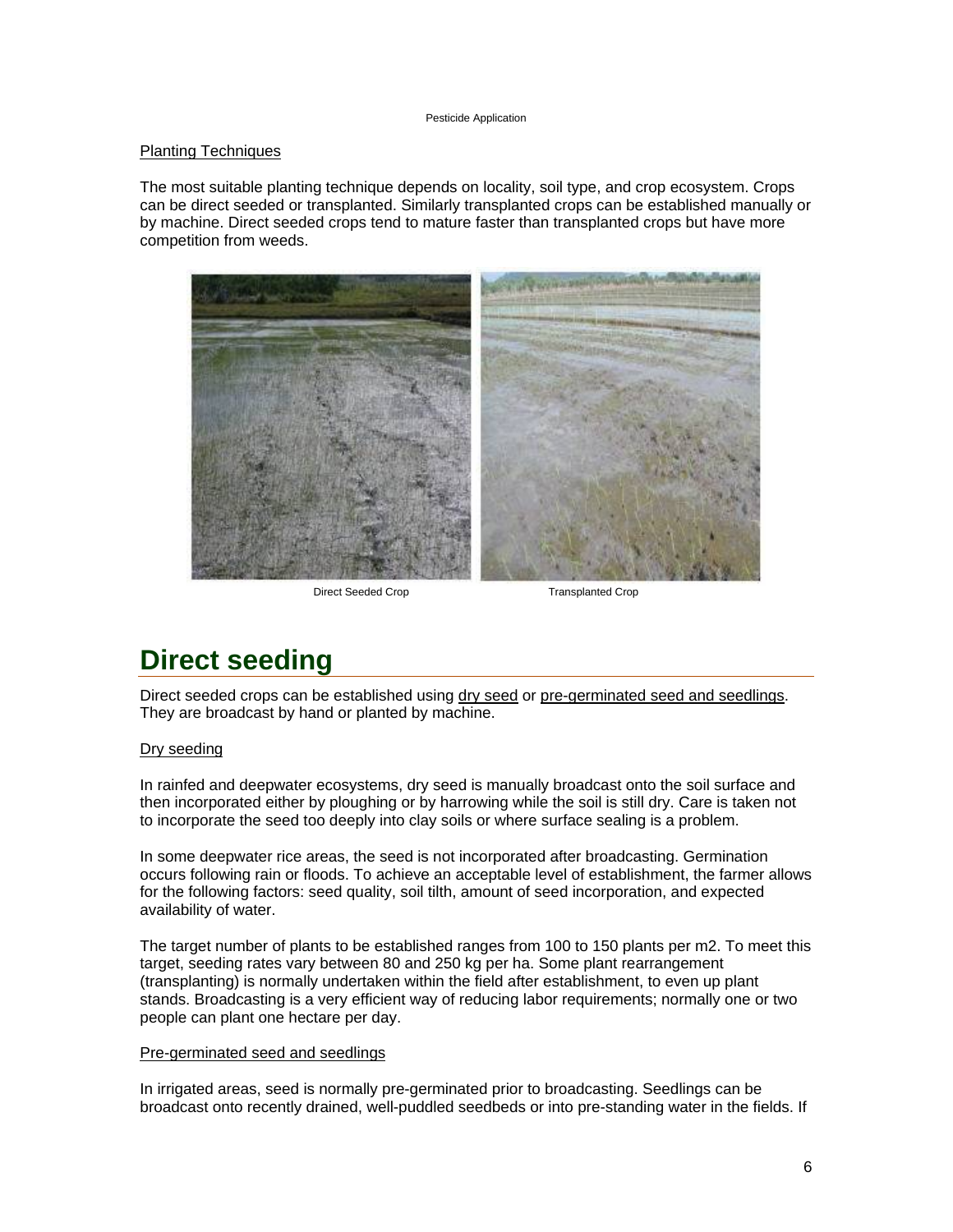Planting Techniques

The most suitable planting technique depends on locality, soil type, and crop ecosystem. Crops can be direct seeded or transplanted. Similarly transplanted crops can be established manually or by machine. Direct seeded crops tend to mature faster than transplanted crops but have more competition from weeds.

Direct Seeded Crop

Transplanted Crop

# Direct seeding

Direct seeded crops can be established using dry seed or pre-germinated seed and seedlings. They are broadcast by hand or planted by machine.

Dry seeding

In rainfed and deepwater ecosystems, dry seed is manually broadcast onto the soil surface and then incorporated either by ploughing or by harrowing while the soil is still dry. Care is taken not to incorporate the seed too deeply into clay soils or where surface sealing is a problem.

In some deepwater rice areas, the seed is not incorporated after broadcasting. Germination occurs following rain or floods. To achieve an acceptable level of establishment, the farmer allows for the following factors: seed quality, soil tilth, amount of seed incorporation, and expected availability of water.

The target number of plants to be established ranges from 100 to 150 plants per m2. To meet this target, seeding rates vary between 80 and 250 kg per ha. Some plant rearrangement (transplanting) is normally undertaken within the field after establishment, to even up plant stands. Broadcasting is a very efficient way of reducing labor requirements; normally one or two people can plant one hectare per day.

Pre-germinated seed and seedlings

In irrigated areas, seed is normally pre-germinated prior to broadcasting. Seedlings can be broadcast onto recently drained, well-puddled seedbeds or into pre-standing water in the fields. If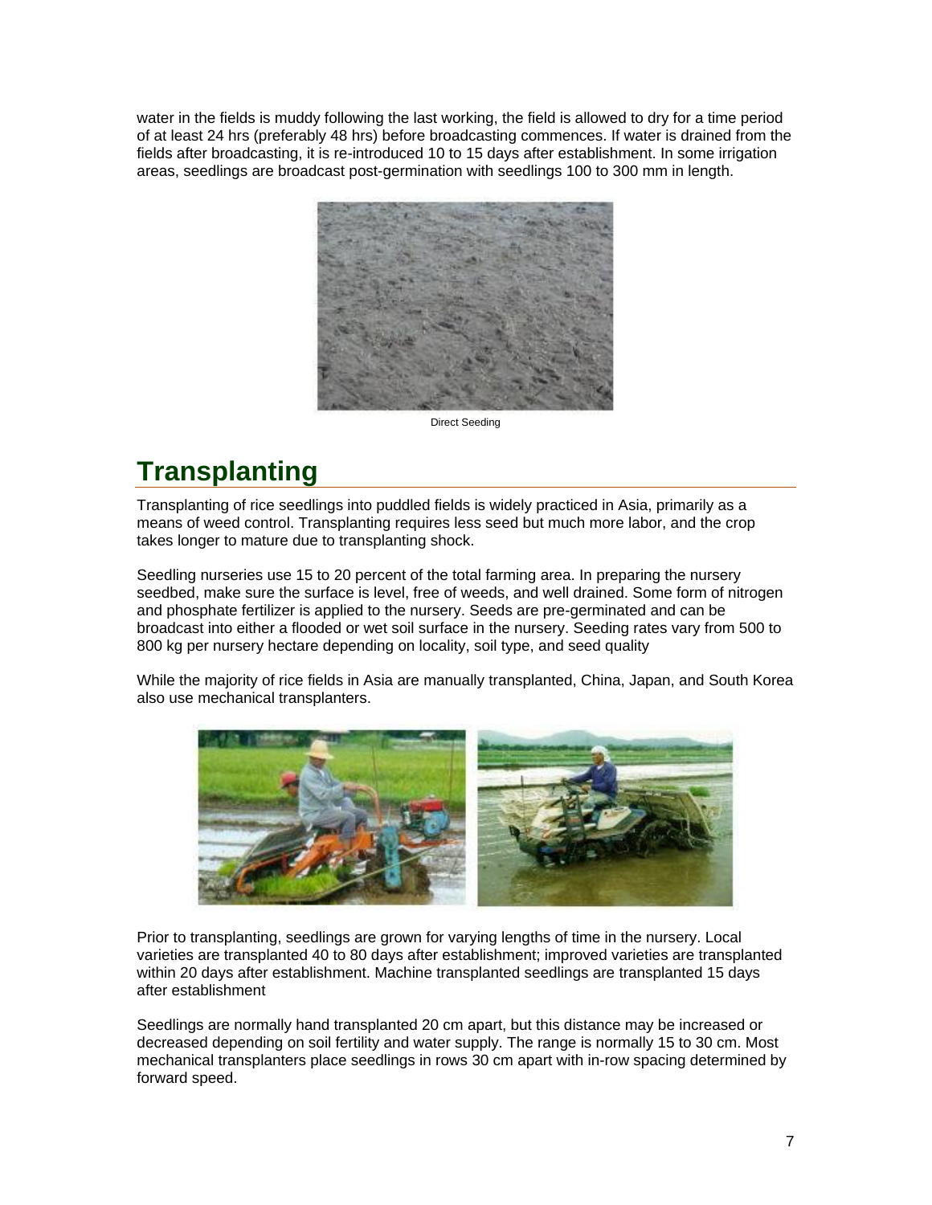water in the fields is muddy following the last working, the field is allowed to dry for a time period of at least 24 hrs (preferably 48 hrs) before broadcasting commences. If water is drained from the fields after broadcasting, it is re-introduced 10 to 15 days after establishment. In some irrigation areas, seedlings are broadcast post-germination with seedlings 100 to 300 mm in length.

Direct Seeding

# Transplanting

Transplanting of rice seedlings into puddled fields is widely practiced in Asia, primarily as a means of weed control. Transplanting requires less seed but much more labor, and the crop takes longer to mature due to transplanting shock.

Seedling nurseries use 15 to 20 percent of the total farming area. In preparing the nursery seedbed, make sure the surface is level, free of weeds, and well drained. Some form of nitrogen and phosphate fertilizer is applied to the nursery. Seeds are pre-germinated and can be broadcast into either a flooded or wet soil surface in the nursery. Seeding rates vary from 500 to 800 kg per nursery hectare depending on locality, soil type, and seed quality

While the majority of rice fields in Asia are manually transplanted, China, Japan, and South Korea also use mechanical transplanters.

Prior to transplanting, seedlings are grown for varying lengths of time in the nursery. Local varieties are transplanted 40 to 80 days after establishment; improved varieties are transplanted within 20 days after establishment. Machine transplanted seedlings are transplanted 15 days after establishment

Seedlings are normally hand transplanted 20 cm apart, but this distance may be increased or decreased depending on soil fertility and water supply. The range is normally 15 to 30 cm. Most mechanical transplanters place seedlings in rows 30 cm apart with in-row spacing determined by forward speed.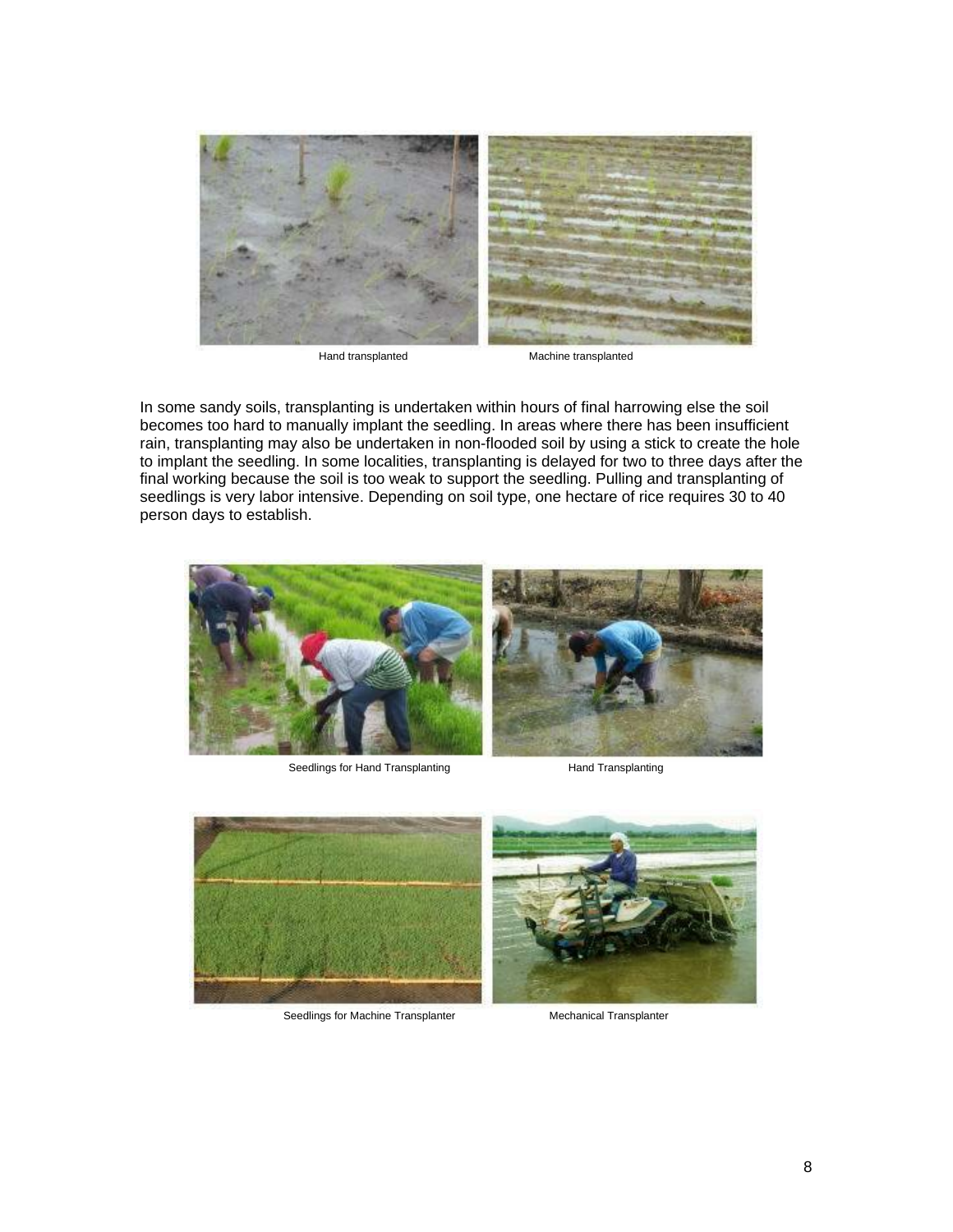Hand transplanted

Machine transplanted

In some sandy soils, transplanting is undertaken within hours of final harrowing else the soil becomes too hard to manually implant the seedling. In areas where there has been insufficient rain, transplanting may also be undertaken in non-flooded soil by using a stick to create the hole to implant the seedling. In some localities, transplanting is delayed for two to three days after the final working because the soil is too weak to support the seedling. Pulling and transplanting of seedlings is very labor intensive. Depending on soil type, one hectare of rice requires 30 to 40 person days to establish.

Seedlings for Hand Transplanting

Hand Transplanting

Seedlings for Machine Transplanter

Mechanical Transplanter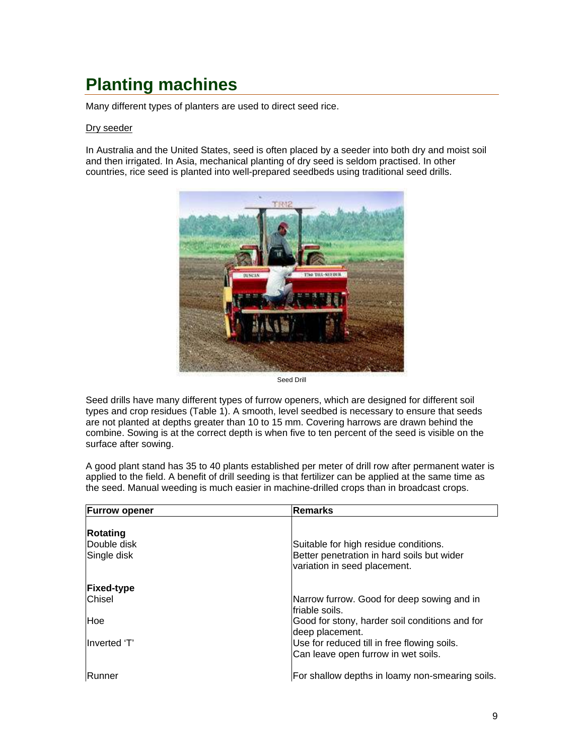# Planting machines

Many different types of planters are used to direct seed rice.

Dry seeder

In Australia and the United States, seed is often placed by a seeder into both dry and moist soil and then irrigated. In Asia, mechanical planting of dry seed is seldom practised. In other countries, rice seed is planted into well-prepared seedbeds using traditional seed drills.

Seed Drill

Seed drills have many different types of furrow openers, which are designed for different soil types and crop residues (Table 1). A smooth, level seedbed is necessary to ensure that seeds are not planted at depths greater than 10 to 15 mm. Covering harrows are drawn behind the combine. Sowing is at the correct depth is when five to ten percent of the seed is visible on the surface after sowing.

A good plant stand has 35 to 40 plants established per meter of drill row after permanent water is applied to the field. A benefit of drill seeding is that fertilizer can be applied at the same time as the seed. Manual weeding is much easier in machine-drilled crops than in broadcast crops.

| Furrow opener | Remarks |
|---|---|
| **Rotating** | |
| Double disk | Suitable for high residue conditions. |
| Single disk | Better penetration in hard soils but wider variation in seed placement. |
| **Fixed-type** | |
| Chisel | Narrow furrow. Good for deep sowing and in friable soils. |
| Hoe | Good for stony, harder soil conditions and for deep placement. |
| Inverted 'T' | Use for reduced till in free flowing soils. Can leave open furrow in wet soils. |
| Runner | For shallow depths in loamy non-smearing soils. |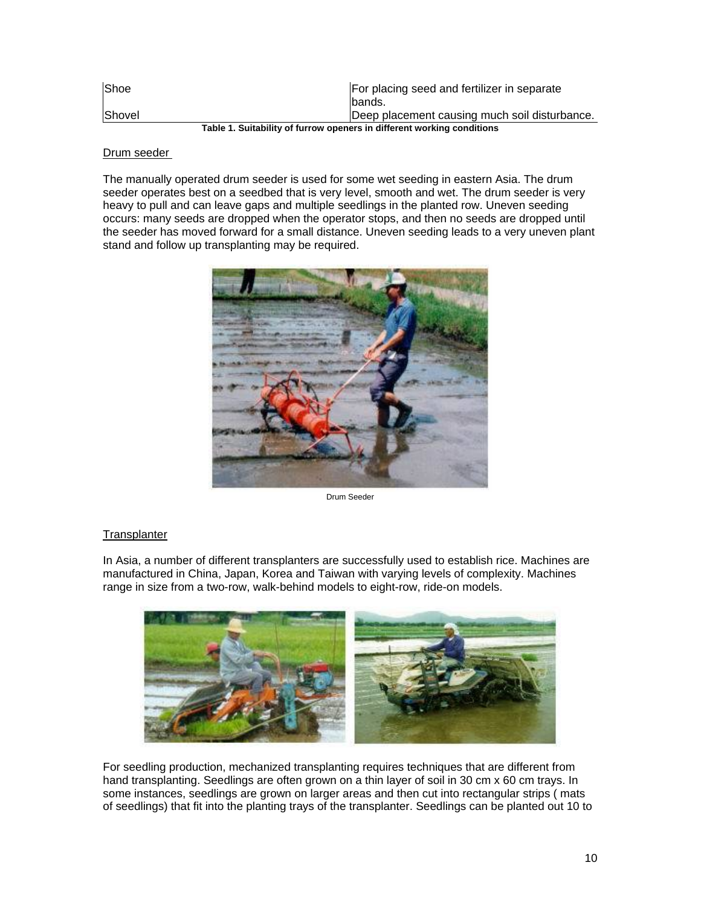| | |
|---|---|
| Shoe | For placing seed and fertilizer in separate bands. |
| Shovel | Deep placement causing much soil disturbance. |

**Table 1. Suitability of furrow openers in different working conditions**

Drum seeder

The manually operated drum seeder is used for some wet seeding in eastern Asia. The drum seeder operates best on a seedbed that is very level, smooth and wet. The drum seeder is very heavy to pull and can leave gaps and multiple seedlings in the planted row. Uneven seeding occurs: many seeds are dropped when the operator stops, and then no seeds are dropped until the seeder has moved forward for a small distance. Uneven seeding leads to a very uneven plant stand and follow up transplanting may be required.

Drum Seeder

Transplanter

In Asia, a number of different transplanters are successfully used to establish rice. Machines are manufactured in China, Japan, Korea and Taiwan with varying levels of complexity. Machines range in size from a two-row, walk-behind models to eight-row, ride-on models.

For seedling production, mechanized transplanting requires techniques that are different from hand transplanting. Seedlings are often grown on a thin layer of soil in 30 cm x 60 cm trays. In some instances, seedlings are grown on larger areas and then cut into rectangular strips ( mats of seedlings) that fit into the planting trays of the transplanter. Seedlings can be planted out 10 to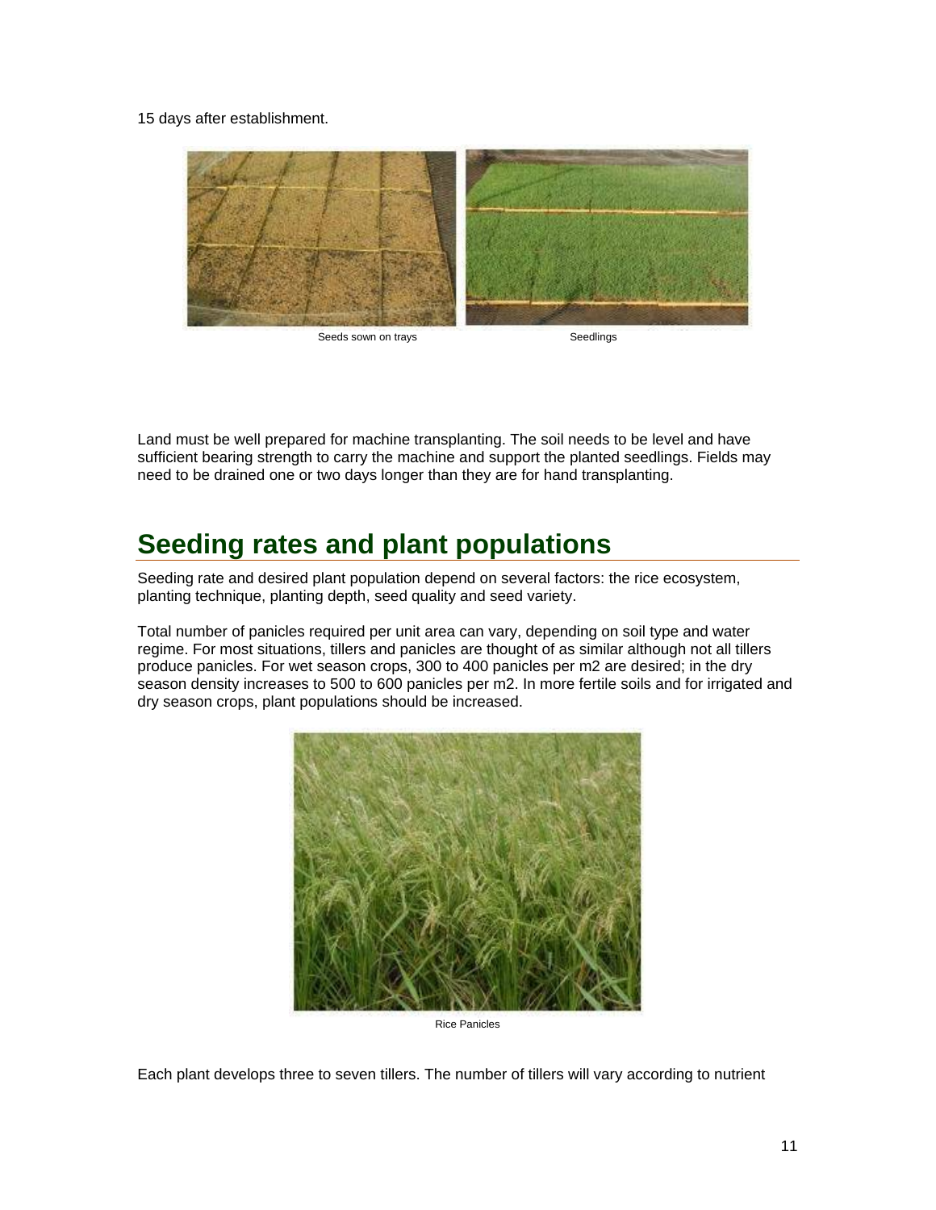15 days after establishment.

Seeds sown on trays

Seedlings

Land must be well prepared for machine transplanting. The soil needs to be level and have sufficient bearing strength to carry the machine and support the planted seedlings. Fields may need to be drained one or two days longer than they are for hand transplanting.

# Seeding rates and plant populations

Seeding rate and desired plant population depend on several factors: the rice ecosystem, planting technique, planting depth, seed quality and seed variety.

Total number of panicles required per unit area can vary, depending on soil type and water regime. For most situations, tillers and panicles are thought of as similar although not all tillers produce panicles. For wet season crops, 300 to 400 panicles per m2 are desired; in the dry season density increases to 500 to 600 panicles per m2. In more fertile soils and for irrigated and dry season crops, plant populations should be increased.

Rice Panicles

Each plant develops three to seven tillers. The number of tillers will vary according to nutrient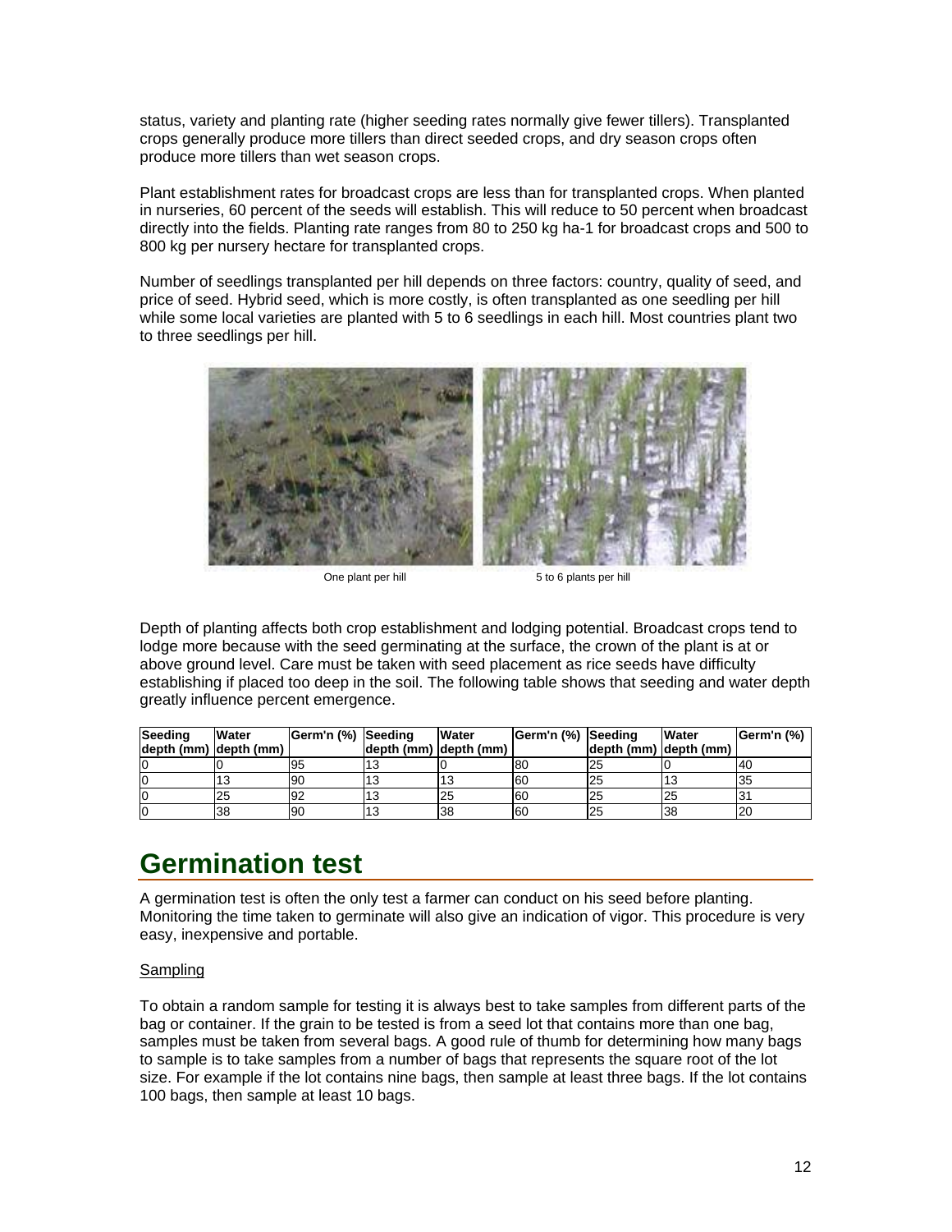status, variety and planting rate (higher seeding rates normally give fewer tillers). Transplanted crops generally produce more tillers than direct seeded crops, and dry season crops often produce more tillers than wet season crops.

Plant establishment rates for broadcast crops are less than for transplanted crops. When planted in nurseries, 60 percent of the seeds will establish. This will reduce to 50 percent when broadcast directly into the fields. Planting rate ranges from 80 to 250 kg ha-1 for broadcast crops and 500 to 800 kg per nursery hectare for transplanted crops.

Number of seedlings transplanted per hill depends on three factors: country, quality of seed, and price of seed. Hybrid seed, which is more costly, is often transplanted as one seedling per hill while some local varieties are planted with 5 to 6 seedlings in each hill. Most countries plant two to three seedlings per hill.

One plant per hill

5 to 6 plants per hill

Depth of planting affects both crop establishment and lodging potential. Broadcast crops tend to lodge more because with the seed germinating at the surface, the crown of the plant is at or above ground level. Care must be taken with seed placement as rice seeds have difficulty establishing if placed too deep in the soil. The following table shows that seeding and water depth greatly influence percent emergence.

| Seeding depth (mm) | Water depth (mm) | Germ'n (%) | Seeding depth (mm) | Water depth (mm) | Germ'n (%) | Seeding depth (mm) | Water depth (mm) | Germ'n (%) |
|---|---|---|---|---|---|---|---|---|
| 0 | 0 | 95 | 13 | 0 | 80 | 25 | 0 | 40 |
| 0 | 13 | 90 | 13 | 13 | 60 | 25 | 13 | 35 |
| 0 | 25 | 92 | 13 | 25 | 60 | 25 | 25 | 31 |
| 0 | 38 | 90 | 13 | 38 | 60 | 25 | 38 | 20 |

# Germination test

A germination test is often the only test a farmer can conduct on his seed before planting. Monitoring the time taken to germinate will also give an indication of vigor. This procedure is very easy, inexpensive and portable.

Sampling

To obtain a random sample for testing it is always best to take samples from different parts of the bag or container. If the grain to be tested is from a seed lot that contains more than one bag, samples must be taken from several bags. A good rule of thumb for determining how many bags to sample is to take samples from a number of bags that represents the square root of the lot size. For example if the lot contains nine bags, then sample at least three bags. If the lot contains 100 bags, then sample at least 10 bags.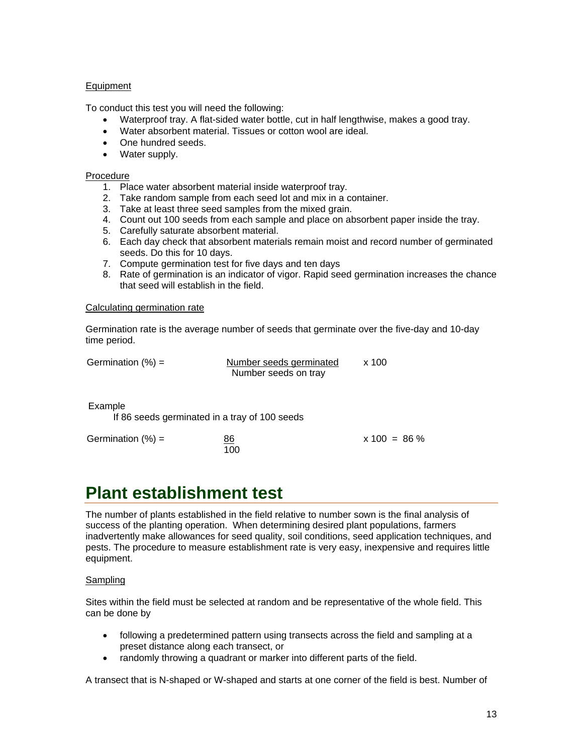Equipment

To conduct this test you will need the following:

- Waterproof tray. A flat-sided water bottle, cut in half lengthwise, makes a good tray.
- Water absorbent material. Tissues or cotton wool are ideal.
- One hundred seeds.
- Water supply.

Procedure

1. Place water absorbent material inside waterproof tray.
2. Take random sample from each seed lot and mix in a container.
3. Take at least three seed samples from the mixed grain.
4. Count out 100 seeds from each sample and place on absorbent paper inside the tray.
5. Carefully saturate absorbent material.
6. Each day check that absorbent materials remain moist and record number of germinated seeds. Do this for 10 days.
7. Compute germination test for five days and ten days
8. Rate of germination is an indicator of vigor. Rapid seed germination increases the chance that seed will establish in the field.

Calculating germination rate

Germination rate is the average number of seeds that germinate over the five-day and 10-day time period.

$$\text{Germination (\%)} = \frac{\text{Number seeds germinated}}{\text{Number seeds on tray}} \times 100$$

Example

If 86 seeds germinated in a tray of 100 seeds

$$\text{Germination (\%)} = \frac{86}{100} \times 100 = 86\ \%$$

# Plant establishment test

The number of plants established in the field relative to number sown is the final analysis of success of the planting operation. When determining desired plant populations, farmers inadvertently make allowances for seed quality, soil conditions, seed application techniques, and pests. The procedure to measure establishment rate is very easy, inexpensive and requires little equipment.

Sampling

Sites within the field must be selected at random and be representative of the whole field. This can be done by

- following a predetermined pattern using transects across the field and sampling at a preset distance along each transect, or
- randomly throwing a quadrant or marker into different parts of the field.

A transect that is N-shaped or W-shaped and starts at one corner of the field is best. Number of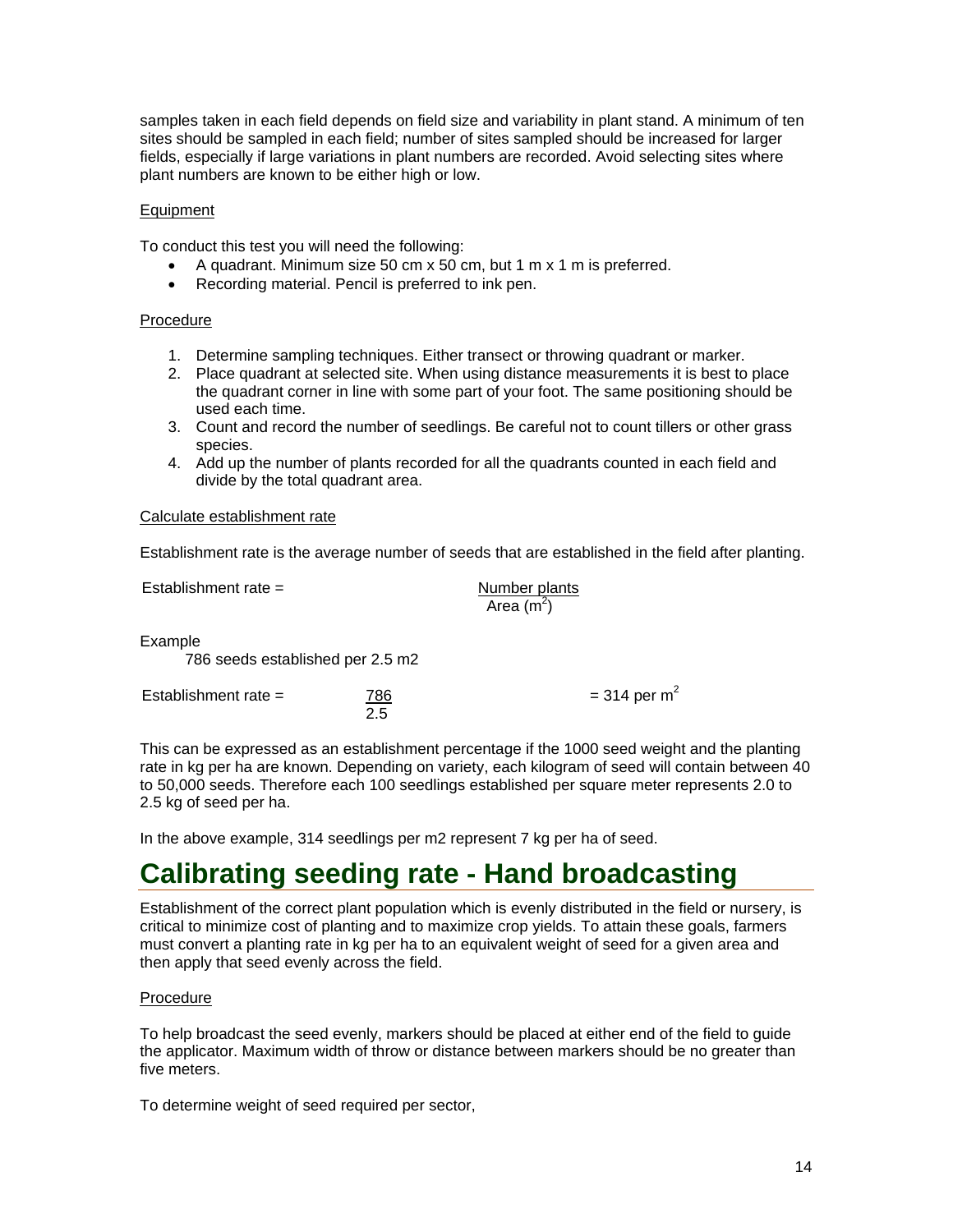samples taken in each field depends on field size and variability in plant stand. A minimum of ten sites should be sampled in each field; number of sites sampled should be increased for larger fields, especially if large variations in plant numbers are recorded. Avoid selecting sites where plant numbers are known to be either high or low.

Equipment

To conduct this test you will need the following:

- A quadrant. Minimum size 50 cm x 50 cm, but 1 m x 1 m is preferred.
- Recording material. Pencil is preferred to ink pen.

Procedure

1. Determine sampling techniques. Either transect or throwing quadrant or marker.
2. Place quadrant at selected site. When using distance measurements it is best to place the quadrant corner in line with some part of your foot. The same positioning should be used each time.
3. Count and record the number of seedlings. Be careful not to count tillers or other grass species.
4. Add up the number of plants recorded for all the quadrants counted in each field and divide by the total quadrant area.

Calculate establishment rate

Establishment rate is the average number of seeds that are established in the field after planting.

$$\text{Establishment rate} = \frac{\text{Number plants}}{\text{Area } (m^2)}$$

Example

786 seeds established per 2.5 m2

$$\text{Establishment rate} = \frac{786}{2.5} = 314 \text{ per } m^2$$

This can be expressed as an establishment percentage if the 1000 seed weight and the planting rate in kg per ha are known. Depending on variety, each kilogram of seed will contain between 40 to 50,000 seeds. Therefore each 100 seedlings established per square meter represents 2.0 to 2.5 kg of seed per ha.

In the above example, 314 seedlings per m2 represent 7 kg per ha of seed.

# Calibrating seeding rate - Hand broadcasting

Establishment of the correct plant population which is evenly distributed in the field or nursery, is critical to minimize cost of planting and to maximize crop yields. To attain these goals, farmers must convert a planting rate in kg per ha to an equivalent weight of seed for a given area and then apply that seed evenly across the field.

Procedure

To help broadcast the seed evenly, markers should be placed at either end of the field to guide the applicator. Maximum width of throw or distance between markers should be no greater than five meters.

To determine weight of seed required per sector,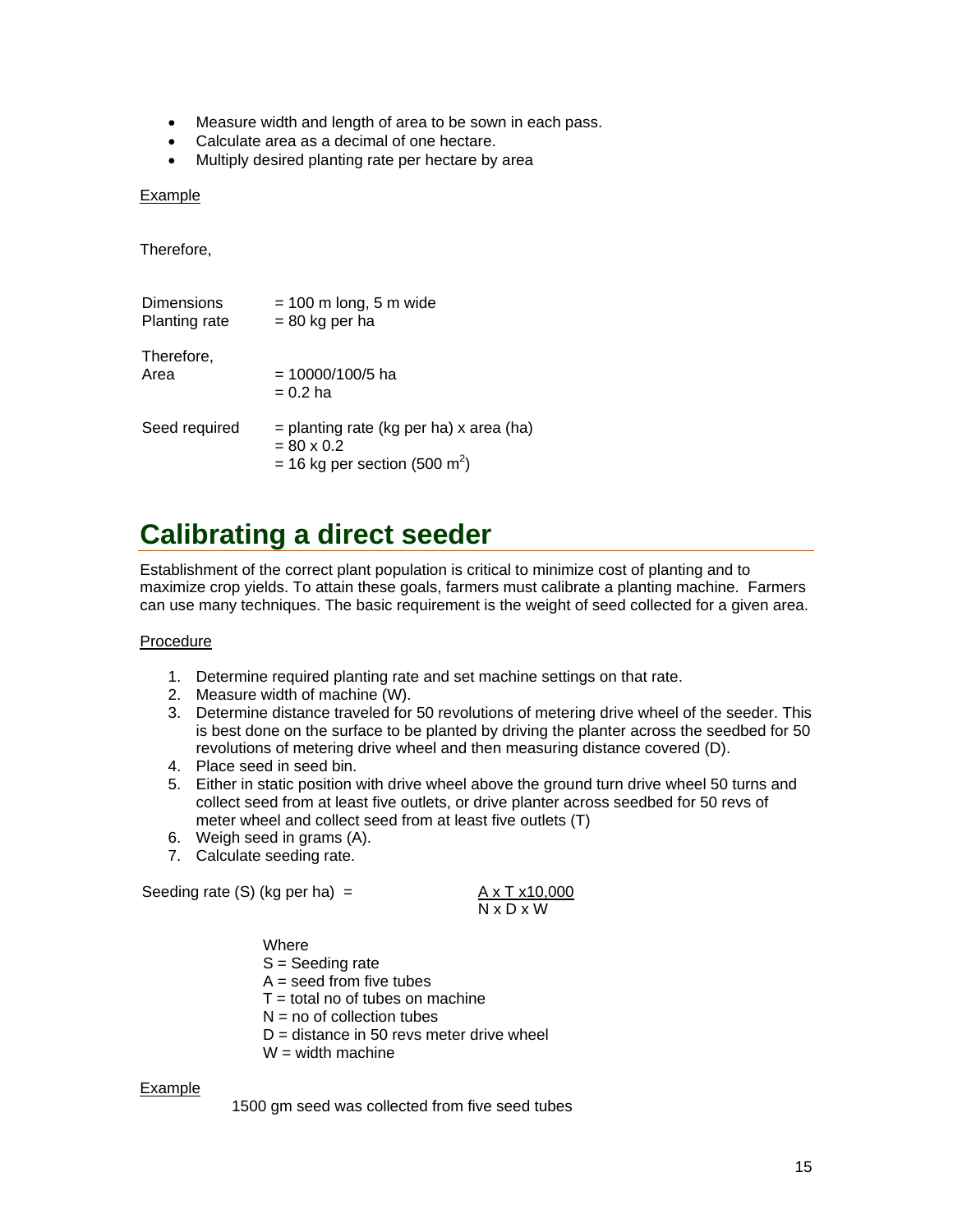- Measure width and length of area to be sown in each pass.
- Calculate area as a decimal of one hectare.
- Multiply desired planting rate per hectare by area

Example

Therefore,

| | |
|---|---|
| Dimensions | = 100 m long, 5 m wide |
| Planting rate | = 80 kg per ha |
| Therefore, Area | = 10000/100/5 ha |
| | = 0.2 ha |
| Seed required | = planting rate (kg per ha) x area (ha) |
| | = 80 x 0.2 |
| | = 16 kg per section (500 $m^2$) |

## Calibrating a direct seeder

Establishment of the correct plant population is critical to minimize cost of planting and to maximize crop yields. To attain these goals, farmers must calibrate a planting machine. Farmers can use many techniques. The basic requirement is the weight of seed collected for a given area.

Procedure

1. Determine required planting rate and set machine settings on that rate.
2. Measure width of machine (W).
3. Determine distance traveled for 50 revolutions of metering drive wheel of the seeder. This is best done on the surface to be planted by driving the planter across the seedbed for 50 revolutions of metering drive wheel and then measuring distance covered (D).
4. Place seed in seed bin.
5. Either in static position with drive wheel above the ground turn drive wheel 50 turns and collect seed from at least five outlets, or drive planter across seedbed for 50 revs of meter wheel and collect seed from at least five outlets (T)
6. Weigh seed in grams (A).
7. Calculate seeding rate.

$$\text{Seeding rate (S) (kg per ha)} = \frac{A \times T \times 10{,}000}{N \times D \times W}$$

Where
S = Seeding rate
A = seed from five tubes
T = total no of tubes on machine
N = no of collection tubes
D = distance in 50 revs meter drive wheel
W = width machine

Example

1500 gm seed was collected from five seed tubes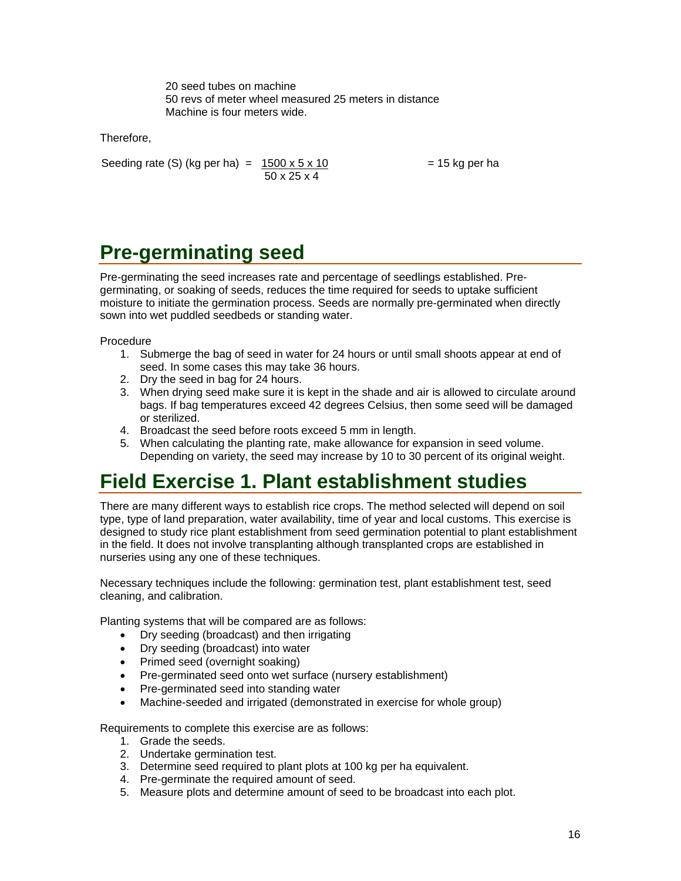20 seed tubes on machine
50 revs of meter wheel measured 25 meters in distance
Machine is four meters wide.

Therefore,

$$\text{Seeding rate (S) (kg per ha)} = \frac{1500 \times 5 \times 10}{50 \times 25 \times 4} = 15 \text{ kg per ha}$$

# Pre-germinating seed

Pre-germinating the seed increases rate and percentage of seedlings established. Pre-germinating, or soaking of seeds, reduces the time required for seeds to uptake sufficient moisture to initiate the germination process. Seeds are normally pre-germinated when directly sown into wet puddled seedbeds or standing water.

Procedure

1. Submerge the bag of seed in water for 24 hours or until small shoots appear at end of seed. In some cases this may take 36 hours.
2. Dry the seed in bag for 24 hours.
3. When drying seed make sure it is kept in the shade and air is allowed to circulate around bags. If bag temperatures exceed 42 degrees Celsius, then some seed will be damaged or sterilized.
4. Broadcast the seed before roots exceed 5 mm in length.
5. When calculating the planting rate, make allowance for expansion in seed volume. Depending on variety, the seed may increase by 10 to 30 percent of its original weight.

# Field Exercise 1. Plant establishment studies

There are many different ways to establish rice crops. The method selected will depend on soil type, type of land preparation, water availability, time of year and local customs. This exercise is designed to study rice plant establishment from seed germination potential to plant establishment in the field. It does not involve transplanting although transplanted crops are established in nurseries using any one of these techniques.

Necessary techniques include the following: germination test, plant establishment test, seed cleaning, and calibration.

Planting systems that will be compared are as follows:

- Dry seeding (broadcast) and then irrigating
- Dry seeding (broadcast) into water
- Primed seed (overnight soaking)
- Pre-germinated seed onto wet surface (nursery establishment)
- Pre-germinated seed into standing water
- Machine-seeded and irrigated (demonstrated in exercise for whole group)

Requirements to complete this exercise are as follows:

1. Grade the seeds.
2. Undertake germination test.
3. Determine seed required to plant plots at 100 kg per ha equivalent.
4. Pre-germinate the required amount of seed.
5. Measure plots and determine amount of seed to be broadcast into each plot.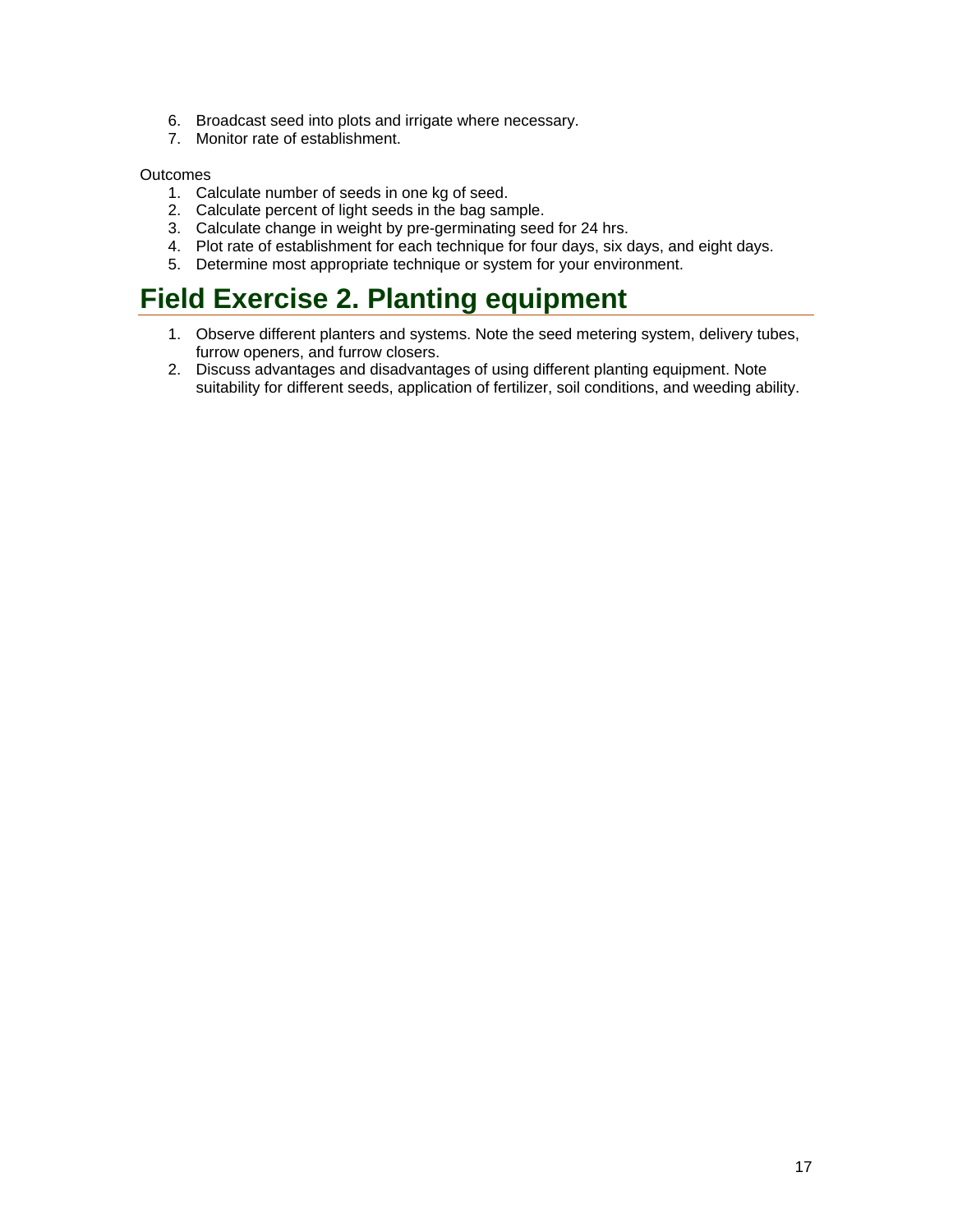6. Broadcast seed into plots and irrigate where necessary.
7. Monitor rate of establishment.

Outcomes

1. Calculate number of seeds in one kg of seed.
2. Calculate percent of light seeds in the bag sample.
3. Calculate change in weight by pre-germinating seed for 24 hrs.
4. Plot rate of establishment for each technique for four days, six days, and eight days.
5. Determine most appropriate technique or system for your environment.

# Field Exercise 2. Planting equipment

1. Observe different planters and systems. Note the seed metering system, delivery tubes, furrow openers, and furrow closers.
2. Discuss advantages and disadvantages of using different planting equipment. Note suitability for different seeds, application of fertilizer, soil conditions, and weeding ability.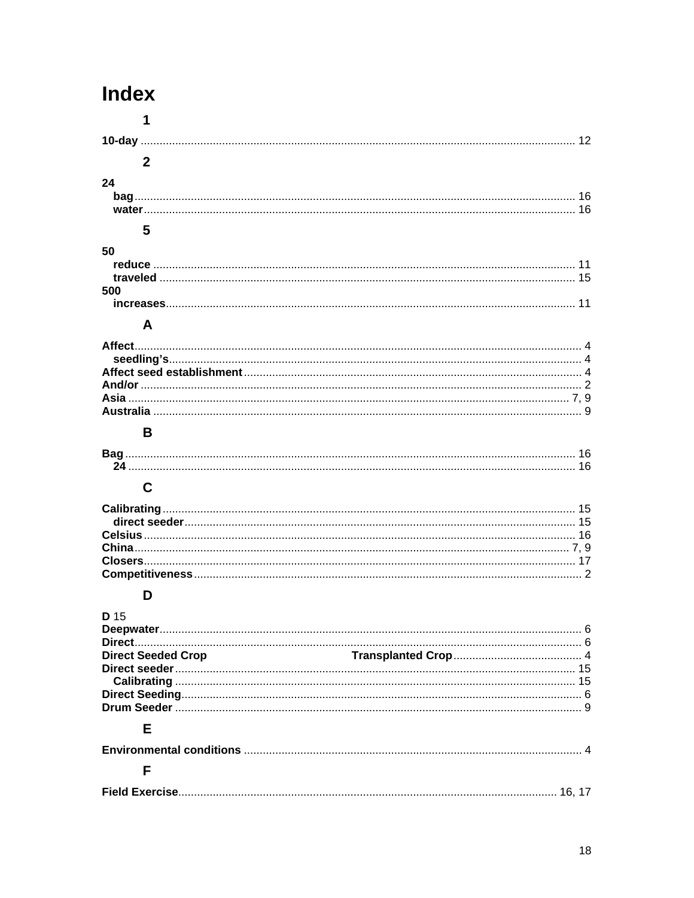# Index

## 1

**10-day** ........................................................................................................ 12

## 2

**24**

- **bag** ........................................................................................................ 16
- **water** ........................................................................................................ 16

## 5

**50**

- **reduce** ........................................................................................................ 11
- **traveled** ........................................................................................................ 15

**500**

- **increases** ........................................................................................................ 11

## A

**Affect** ........................................................................................................ 4

- **seedling's** ........................................................................................................ 4

**Affect seed establishment** ........................................................................................................ 4

**And/or** ........................................................................................................ 2

**Asia** ........................................................................................................ 7, 9

**Australia** ........................................................................................................ 9

## B

**Bag** ........................................................................................................ 16

- **24** ........................................................................................................ 16

## C

**Calibrating** ........................................................................................................ 15

- **direct seeder** ........................................................................................................ 15

**Celsius** ........................................................................................................ 16

**China** ........................................................................................................ 7, 9

**Closers** ........................................................................................................ 17

**Competitiveness** ........................................................................................................ 2

## D

**D** 15

**Deepwater** ........................................................................................................ 6

**Direct** ........................................................................................................ 6

**Direct Seeded Crop** **Transplanted Crop** ........................................................................................................ 4

**Direct seeder** ........................................................................................................ 15

- **Calibrating** ........................................................................................................ 15

**Direct Seeding** ........................................................................................................ 6

**Drum Seeder** ........................................................................................................ 9

## E

**Environmental conditions** ........................................................................................................ 4

## F

**Field Exercise** ........................................................................................................ 16, 17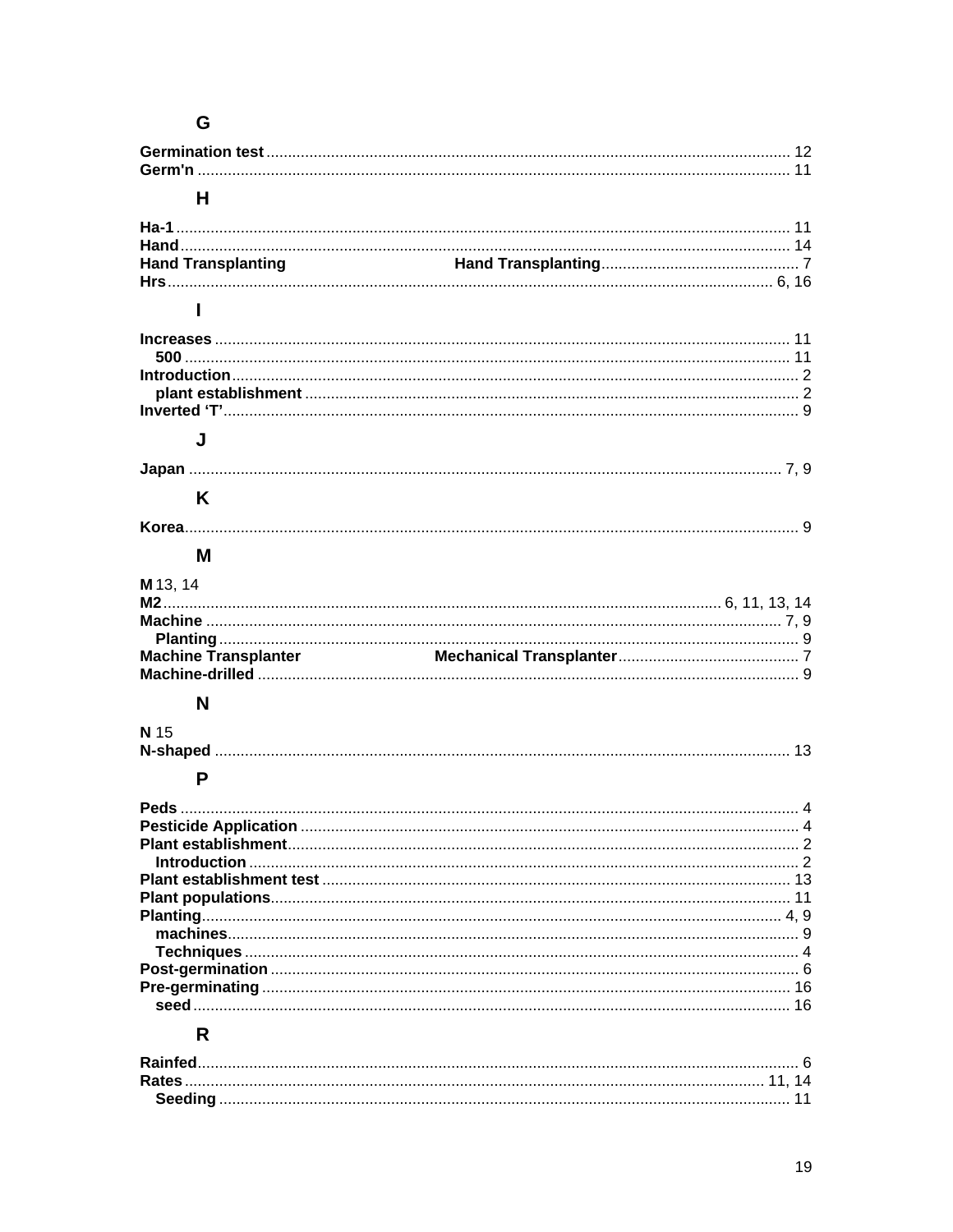## G

**Germination test** .......... 12
**Germ'n** .......... 11

## H

**Ha-1** .......... 11
**Hand** .......... 14
**Hand Transplanting** **Hand Transplanting** .......... 7
**Hrs** .......... 6, 16

## I

**Increases** .......... 11
  **500** .......... 11
**Introduction** .......... 2
  **plant establishment** .......... 2
**Inverted 'T'** .......... 9

## J

**Japan** .......... 7, 9

## K

**Korea** .......... 9

## M

**M** 13, 14
**M2** .......... 6, 11, 13, 14
**Machine** .......... 7, 9
  **Planting** .......... 9
**Machine Transplanter** **Mechanical Transplanter** .......... 7
**Machine-drilled** .......... 9

## N

**N** 15
**N-shaped** .......... 13

## P

**Peds** .......... 4
**Pesticide Application** .......... 4
**Plant establishment** .......... 2
  **Introduction** .......... 2
**Plant establishment test** .......... 13
**Plant populations** .......... 11
**Planting** .......... 4, 9
  **machines** .......... 9
  **Techniques** .......... 4
**Post-germination** .......... 6
**Pre-germinating** .......... 16
  **seed** .......... 16

## R

**Rainfed** .......... 6
**Rates** .......... 11, 14
  **Seeding** .......... 11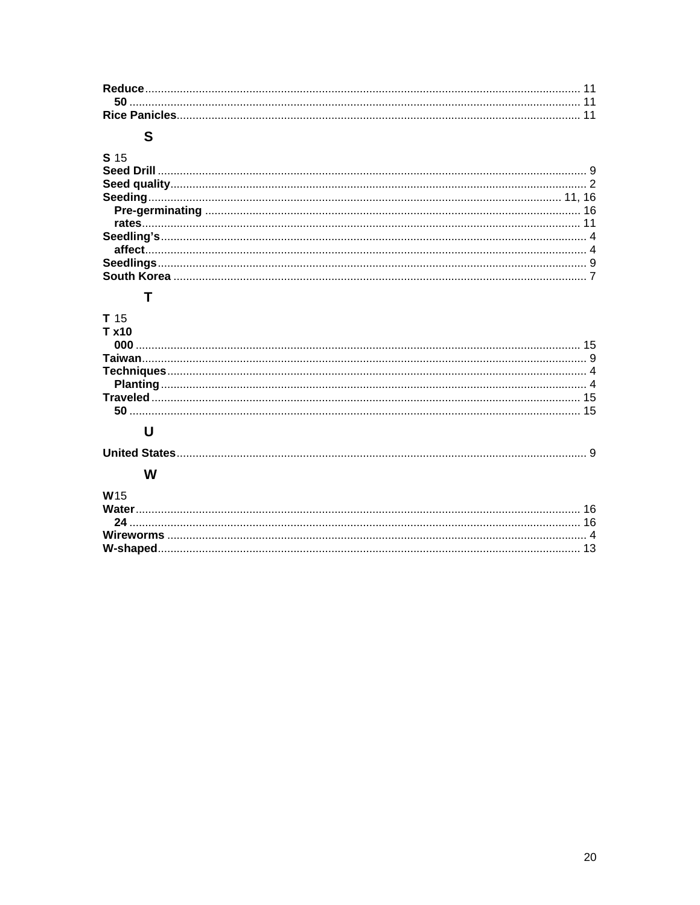**Reduce** ........................................................................................................................ 11
 **50** ............................................................................................................................. 11
**Rice Panicles**.............................................................................................................. 11

## S

**S** 15
**Seed Drill** ..................................................................................................................... 9
**Seed quality**.................................................................................................................. 2
**Seeding**.................................................................................................................. 11, 16
 **Pre-germinating** ..................................................................................................... 16
 **rates**......................................................................................................................... 11
**Seedling's**..................................................................................................................... 4
 **affect**.......................................................................................................................... 4
**Seedlings**...................................................................................................................... 9
**South Korea** ................................................................................................................. 7

## T

**T** 15
**T x10**
 **000** ........................................................................................................................... 15
**Taiwan**.......................................................................................................................... 9
**Techniques**................................................................................................................... 4
 **Planting** ..................................................................................................................... 4
**Traveled** ...................................................................................................................... 15
 **50** ............................................................................................................................. 15

## U

**United States**................................................................................................................ 9

## W

**W**15
**Water**........................................................................................................................... 16
 **24** ............................................................................................................................. 16
**Wireworms** ................................................................................................................... 4
**W-shaped**.................................................................................................................... 13